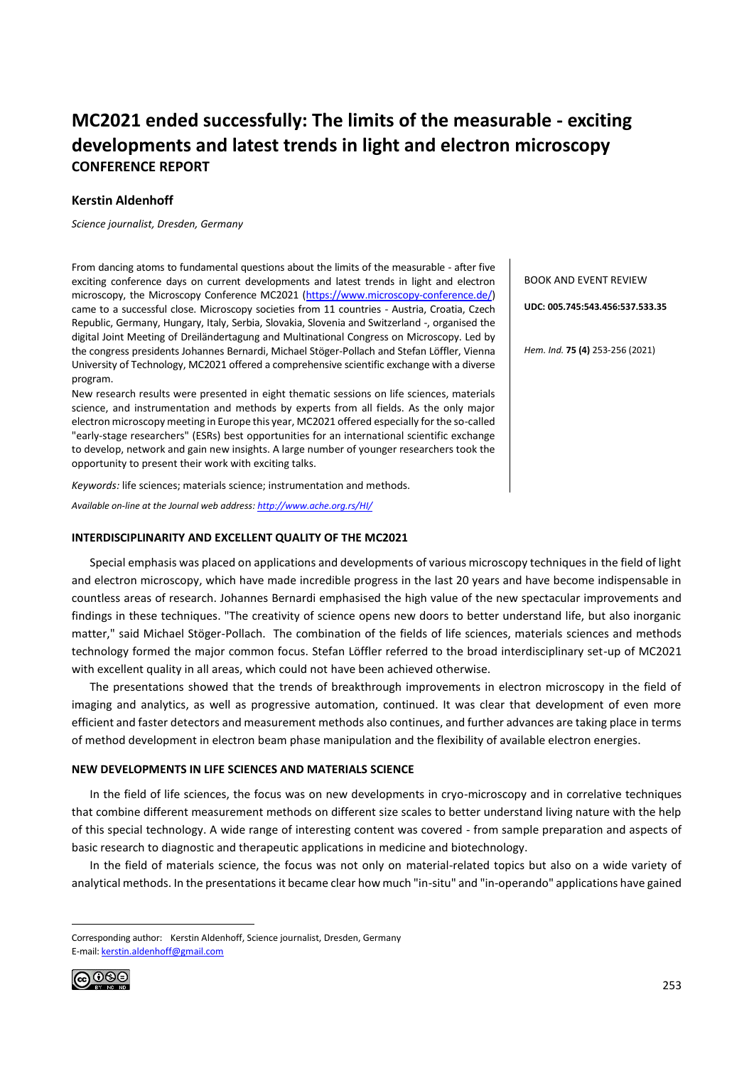# MC2021 ended successfully: The limits of the measurable - exciting developments and latest trends in light and electron microscopy

**CONFERENCE REPORT**

**Kerstin Aldenhoff**

*Science journalist, Dresden, Germany*

From dancing atoms to fundamental questions about the limits of the measurable - after five exciting conference days on current developments and latest trends in light and electron microscopy, the Microscopy Conference MC2021 (https://www.microscopy-conference.de/) came to a successful close. Microscopy societies from 11 countries - Austria, Croatia, Czech Republic, Germany, Hungary, Italy, Serbia, Slovakia, Slovenia and Switzerland -, organised the digital Joint Meeting of Dreiländertagung and Multinational Congress on Microscopy. Led by the congress presidents Johannes Bernardi, Michael Stöger-Pollach and Stefan Löffler, Vienna University of Technology, MC2021 offered a comprehensive scientific exchange with a diverse program.

New research results were presented in eight thematic sessions on life sciences, materials science, and instrumentation and methods by experts from all fields. As the only major electron microscopy meeting in Europe this year, MC2021 offered especially for the so-called "early-stage researchers" (ESRs) best opportunities for an international scientific exchange to develop, network and gain new insights. A large number of younger researchers took the opportunity to present their work with exciting talks.

*Keywords:* life sciences; materials science; instrumentation and methods.

*Available on-line at the Journal web address:* *http://www.ache.org.rs/HI/*

BOOK AND EVENT REVIEW

**UDC: 005.745:543.456:537.533.35**

*Hem. Ind.* **75 (4)** 253-256 (2021)

## INTERDISCIPLINARITY AND EXCELLENT QUALITY OF THE MC2021

Special emphasis was placed on applications and developments of various microscopy techniques in the field of light and electron microscopy, which have made incredible progress in the last 20 years and have become indispensable in countless areas of research. Johannes Bernardi emphasised the high value of the new spectacular improvements and findings in these techniques. "The creativity of science opens new doors to better understand life, but also inorganic matter," said Michael Stöger-Pollach. The combination of the fields of life sciences, materials sciences and methods technology formed the major common focus. Stefan Löffler referred to the broad interdisciplinary set-up of MC2021 with excellent quality in all areas, which could not have been achieved otherwise.

The presentations showed that the trends of breakthrough improvements in electron microscopy in the field of imaging and analytics, as well as progressive automation, continued. It was clear that development of even more efficient and faster detectors and measurement methods also continues, and further advances are taking place in terms of method development in electron beam phase manipulation and the flexibility of available electron energies.

## NEW DEVELOPMENTS IN LIFE SCIENCES AND MATERIALS SCIENCE

In the field of life sciences, the focus was on new developments in cryo-microscopy and in correlative techniques that combine different measurement methods on different size scales to better understand living nature with the help of this special technology. A wide range of interesting content was covered - from sample preparation and aspects of basic research to diagnostic and therapeutic applications in medicine and biotechnology.

In the field of materials science, the focus was not only on material-related topics but also on a wide variety of analytical methods. In the presentations it became clear how much "in-situ" and "in-operando" applications have gained

Corresponding author: Kerstin Aldenhoff, Science journalist, Dresden, Germany
E-mail: kerstin.aldenhoff@gmail.com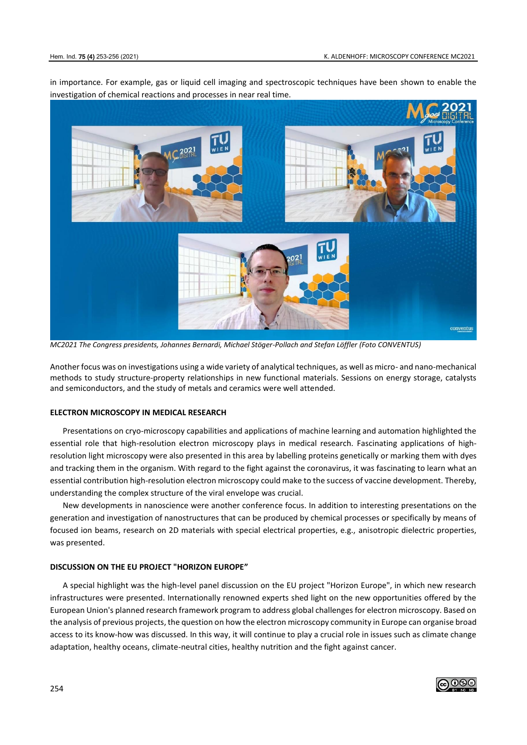in importance. For example, gas or liquid cell imaging and spectroscopic techniques have been shown to enable the investigation of chemical reactions and processes in near real time.

*MC2021 The Congress presidents, Johannes Bernardi, Michael Stöger-Pollach and Stefan Löffler (Foto CONVENTUS)*

Another focus was on investigations using a wide variety of analytical techniques, as well as micro- and nano-mechanical methods to study structure-property relationships in new functional materials. Sessions on energy storage, catalysts and semiconductors, and the study of metals and ceramics were well attended.

## ELECTRON MICROSCOPY IN MEDICAL RESEARCH

Presentations on cryo-microscopy capabilities and applications of machine learning and automation highlighted the essential role that high-resolution electron microscopy plays in medical research. Fascinating applications of high-resolution light microscopy were also presented in this area by labelling proteins genetically or marking them with dyes and tracking them in the organism. With regard to the fight against the coronavirus, it was fascinating to learn what an essential contribution high-resolution electron microscopy could make to the success of vaccine development. Thereby, understanding the complex structure of the viral envelope was crucial.

New developments in nanoscience were another conference focus. In addition to interesting presentations on the generation and investigation of nanostructures that can be produced by chemical processes or specifically by means of focused ion beams, research on 2D materials with special electrical properties, e.g., anisotropic dielectric properties, was presented.

## DISCUSSION ON THE EU PROJECT "HORIZON EUROPE"

A special highlight was the high-level panel discussion on the EU project "Horizon Europe", in which new research infrastructures were presented. Internationally renowned experts shed light on the new opportunities offered by the European Union's planned research framework program to address global challenges for electron microscopy. Based on the analysis of previous projects, the question on how the electron microscopy community in Europe can organise broad access to its know-how was discussed. In this way, it will continue to play a crucial role in issues such as climate change adaptation, healthy oceans, climate-neutral cities, healthy nutrition and the fight against cancer.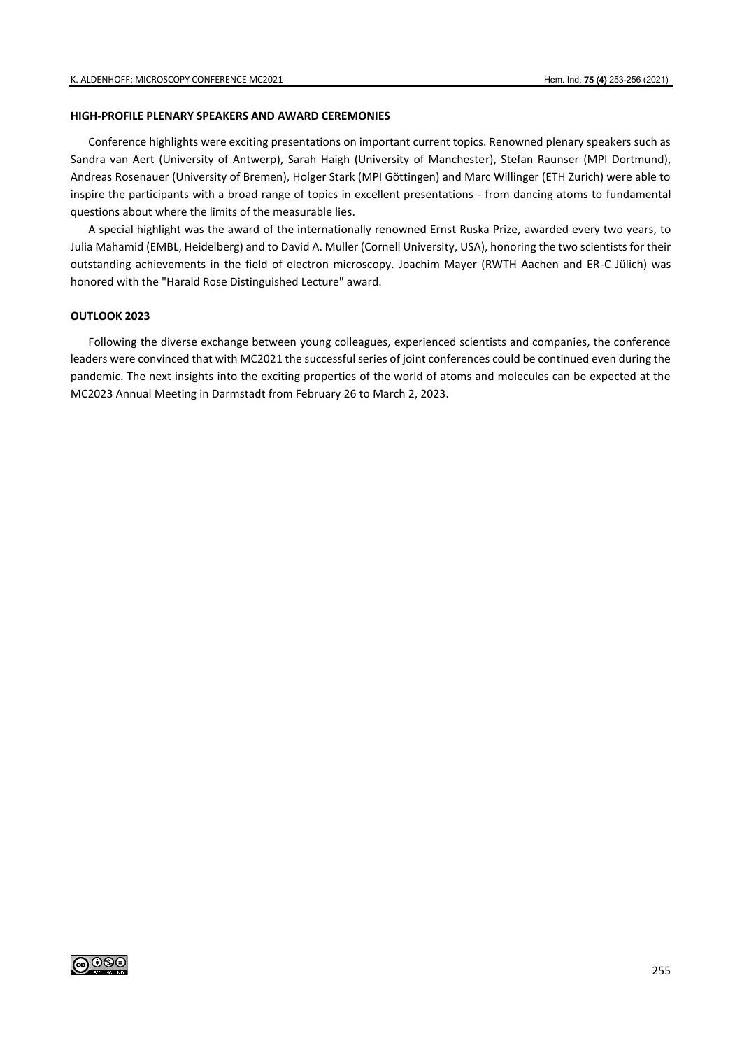## HIGH-PROFILE PLENARY SPEAKERS AND AWARD CEREMONIES

Conference highlights were exciting presentations on important current topics. Renowned plenary speakers such as Sandra van Aert (University of Antwerp), Sarah Haigh (University of Manchester), Stefan Raunser (MPI Dortmund), Andreas Rosenauer (University of Bremen), Holger Stark (MPI Göttingen) and Marc Willinger (ETH Zurich) were able to inspire the participants with a broad range of topics in excellent presentations - from dancing atoms to fundamental questions about where the limits of the measurable lies.

A special highlight was the award of the internationally renowned Ernst Ruska Prize, awarded every two years, to Julia Mahamid (EMBL, Heidelberg) and to David A. Muller (Cornell University, USA), honoring the two scientists for their outstanding achievements in the field of electron microscopy. Joachim Mayer (RWTH Aachen and ER-C Jülich) was honored with the "Harald Rose Distinguished Lecture" award.

## OUTLOOK 2023

Following the diverse exchange between young colleagues, experienced scientists and companies, the conference leaders were convinced that with MC2021 the successful series of joint conferences could be continued even during the pandemic. The next insights into the exciting properties of the world of atoms and molecules can be expected at the MC2023 Annual Meeting in Darmstadt from February 26 to March 2, 2023.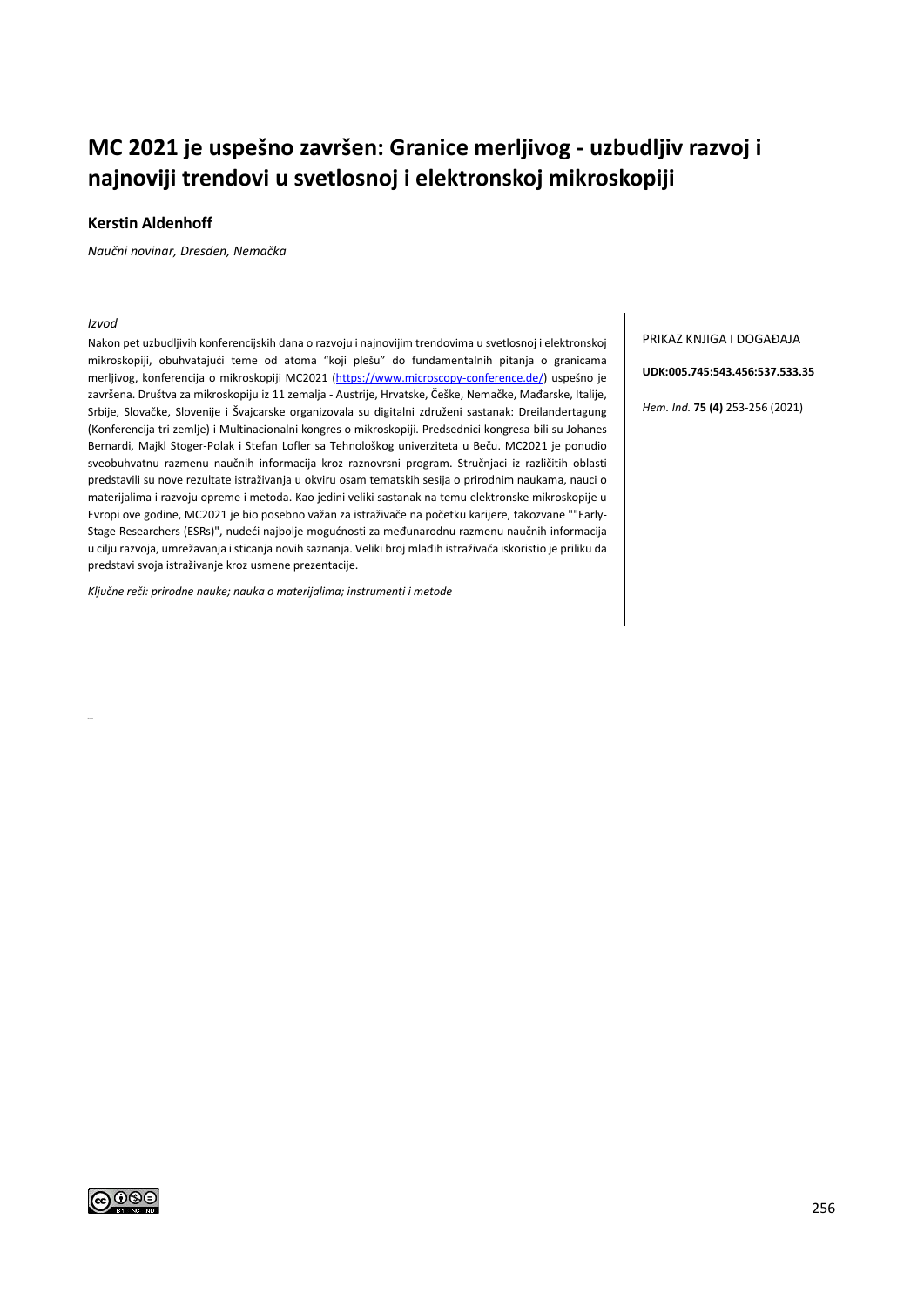# MC 2021 je uspešno završen: Granice merljivog - uzbudljiv razvoj i najnoviji trendovi u svetlosnoj i elektronskoj mikroskopiji

**Kerstin Aldenhoff**

*Naučni novinar, Dresden, Nemačka*

*Izvod*

Nakon pet uzbudljivih konferencijskih dana o razvoju i najnovijim trendovima u svetlosnoj i elektronskoj mikroskopiji, obuhvatajući teme od atoma "koji plešu" do fundamentalnih pitanja o granicama merljivog, konferencija o mikroskopiji MC2021 (https://www.microscopy-conference.de/) uspešno je završena. Društva za mikroskopiju iz 11 zemalja - Austrije, Hrvatske, Češke, Nemačke, Mađarske, Italije, Srbije, Slovačke, Slovenije i Švajcarske organizovala su digitalni združeni sastanak: Dreilandertagung (Konferencija tri zemlje) i Multinacionalni kongres o mikroskopiji. Predsednici kongresa bili su Johanes Bernardi, Majkl Stoger-Polak i Stefan Lofler sa Tehnološkog univerziteta u Beču. MC2021 je ponudio sveobuhvatnu razmenu naučnih informacija kroz raznovrsni program. Stručnjaci iz različitih oblasti predstavili su nove rezultate istraživanja u okviru osam tematskih sesija o prirodnim naukama, nauci o materijalima i razvoju opreme i metoda. Kao jedini veliki sastanak na temu elektronske mikroskopije u Evropi ove godine, MC2021 je bio posebno važan za istraživače na početku karijere, takozvane ""Early-Stage Researchers (ESRs)", nudeći najbolje mogućnosti za međunarodnu razmenu naučnih informacija u cilju razvoja, umrežavanja i sticanja novih saznanja. Veliki broj mlađih istraživača iskoristio je priliku da predstavi svoja istraživanje kroz usmene prezentacije.

*Ključne reči: prirodne nauke; nauka o materijalima; instrumenti i metode*

PRIKAZ KNJIGA I DOGAĐAJA

**UDK:005.745:543.456:537.533.35**

*Hem. Ind.* **75 (4)** 253-256 (2021)